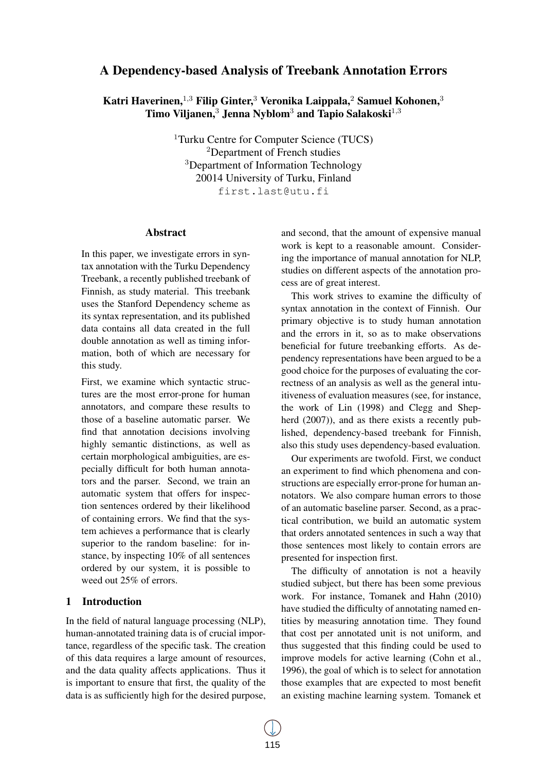# A Dependency-based Analysis of Treebank Annotation Errors

**Katri Haverinen,[1,3] Filip Ginter,[3] Veronika Laippala,[2] Samuel Kohonen,[3] Timo Viljanen,[3] Jenna Nyblom[3] and Tapio Salakoski[1,3]**

[1]Turku Centre for Computer Science (TUCS)
[2]Department of French studies
[3]Department of Information Technology
20014 University of Turku, Finland
first.last@utu.fi

## Abstract

In this paper, we investigate errors in syntax annotation with the Turku Dependency Treebank, a recently published treebank of Finnish, as study material. This treebank uses the Stanford Dependency scheme as its syntax representation, and its published data contains all data created in the full double annotation as well as timing information, both of which are necessary for this study.

First, we examine which syntactic structures are the most error-prone for human annotators, and compare these results to those of a baseline automatic parser. We find that annotation decisions involving highly semantic distinctions, as well as certain morphological ambiguities, are especially difficult for both human annotators and the parser. Second, we train an automatic system that offers for inspection sentences ordered by their likelihood of containing errors. We find that the system achieves a performance that is clearly superior to the random baseline: for instance, by inspecting 10% of all sentences ordered by our system, it is possible to weed out 25% of errors.

## 1 Introduction

In the field of natural language processing (NLP), human-annotated training data is of crucial importance, regardless of the specific task. The creation of this data requires a large amount of resources, and the data quality affects applications. Thus it is important to ensure that first, the quality of the data is as sufficiently high for the desired purpose, and second, that the amount of expensive manual work is kept to a reasonable amount. Considering the importance of manual annotation for NLP, studies on different aspects of the annotation process are of great interest.

This work strives to examine the difficulty of syntax annotation in the context of Finnish. Our primary objective is to study human annotation and the errors in it, so as to make observations beneficial for future treebanking efforts. As dependency representations have been argued to be a good choice for the purposes of evaluating the correctness of an analysis as well as the general intuitiveness of evaluation measures (see, for instance, the work of Lin (1998) and Clegg and Shepherd (2007)), and as there exists a recently published, dependency-based treebank for Finnish, also this study uses dependency-based evaluation.

Our experiments are twofold. First, we conduct an experiment to find which phenomena and constructions are especially error-prone for human annotators. We also compare human errors to those of an automatic baseline parser. Second, as a practical contribution, we build an automatic system that orders annotated sentences in such a way that those sentences most likely to contain errors are presented for inspection first.

The difficulty of annotation is not a heavily studied subject, but there has been some previous work. For instance, Tomanek and Hahn (2010) have studied the difficulty of annotating named entities by measuring annotation time. They found that cost per annotated unit is not uniform, and thus suggested that this finding could be used to improve models for active learning (Cohn et al., 1996), the goal of which is to select for annotation those examples that are expected to most benefit an existing machine learning system. Tomanek et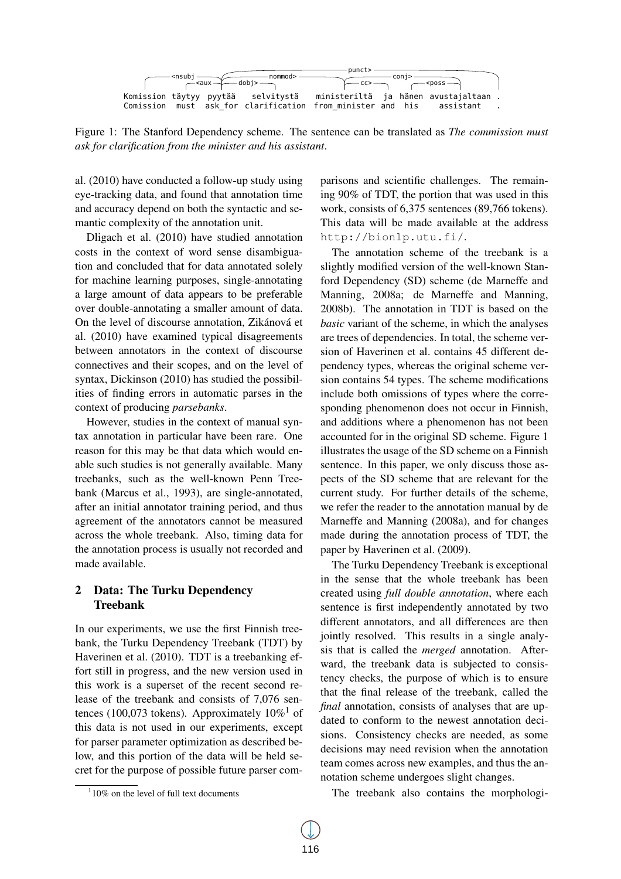```
Komission täytyy pyytää selvitystä ministeriltä ja hänen avustajaltaan .
Comission must ask_for clarification from_minister and his assistant .
```

Figure 1: The Stanford Dependency scheme. The sentence can be translated as *The commission must ask for clarification from the minister and his assistant*.

al. (2010) have conducted a follow-up study using eye-tracking data, and found that annotation time and accuracy depend on both the syntactic and semantic complexity of the annotation unit.

Dligach et al. (2010) have studied annotation costs in the context of word sense disambiguation and concluded that for data annotated solely for machine learning purposes, single-annotating a large amount of data appears to be preferable over double-annotating a smaller amount of data. On the level of discourse annotation, Zikánová et al. (2010) have examined typical disagreements between annotators in the context of discourse connectives and their scopes, and on the level of syntax, Dickinson (2010) has studied the possibilities of finding errors in automatic parses in the context of producing *parsebanks*.

However, studies in the context of manual syntax annotation in particular have been rare. One reason for this may be that data which would enable such studies is not generally available. Many treebanks, such as the well-known Penn Treebank (Marcus et al., 1993), are single-annotated, after an initial annotator training period, and thus agreement of the annotators cannot be measured across the whole treebank. Also, timing data for the annotation process is usually not recorded and made available.

## 2 Data: The Turku Dependency Treebank

In our experiments, we use the first Finnish treebank, the Turku Dependency Treebank (TDT) by Haverinen et al. (2010). TDT is a treebanking effort still in progress, and the new version used in this work is a superset of the recent second release of the treebank and consists of 7,076 sentences (100,073 tokens). Approximately 10%[1] of this data is not used in our experiments, except for parser parameter optimization as described below, and this portion of the data will be held secret for the purpose of possible future parser comparisons and scientific challenges. The remaining 90% of TDT, the portion that was used in this work, consists of 6,375 sentences (89,766 tokens). This data will be made available at the address http://bionlp.utu.fi/.

The annotation scheme of the treebank is a slightly modified version of the well-known Stanford Dependency (SD) scheme (de Marneffe and Manning, 2008a; de Marneffe and Manning, 2008b). The annotation in TDT is based on the *basic* variant of the scheme, in which the analyses are trees of dependencies. In total, the scheme version of Haverinen et al. contains 45 different dependency types, whereas the original scheme version contains 54 types. The scheme modifications include both omissions of types where the corresponding phenomenon does not occur in Finnish, and additions where a phenomenon has not been accounted for in the original SD scheme. Figure 1 illustrates the usage of the SD scheme on a Finnish sentence. In this paper, we only discuss those aspects of the SD scheme that are relevant for the current study. For further details of the scheme, we refer the reader to the annotation manual by de Marneffe and Manning (2008a), and for changes made during the annotation process of TDT, the paper by Haverinen et al. (2009).

The Turku Dependency Treebank is exceptional in the sense that the whole treebank has been created using *full double annotation*, where each sentence is first independently annotated by two different annotators, and all differences are then jointly resolved. This results in a single analysis that is called the *merged* annotation. Afterward, the treebank data is subjected to consistency checks, the purpose of which is to ensure that the final release of the treebank, called the *final* annotation, consists of analyses that are updated to conform to the newest annotation decisions. Consistency checks are needed, as some decisions may need revision when the annotation team comes across new examples, and thus the annotation scheme undergoes slight changes.

The treebank also contains the morphologi-

[1] 10% on the level of full text documents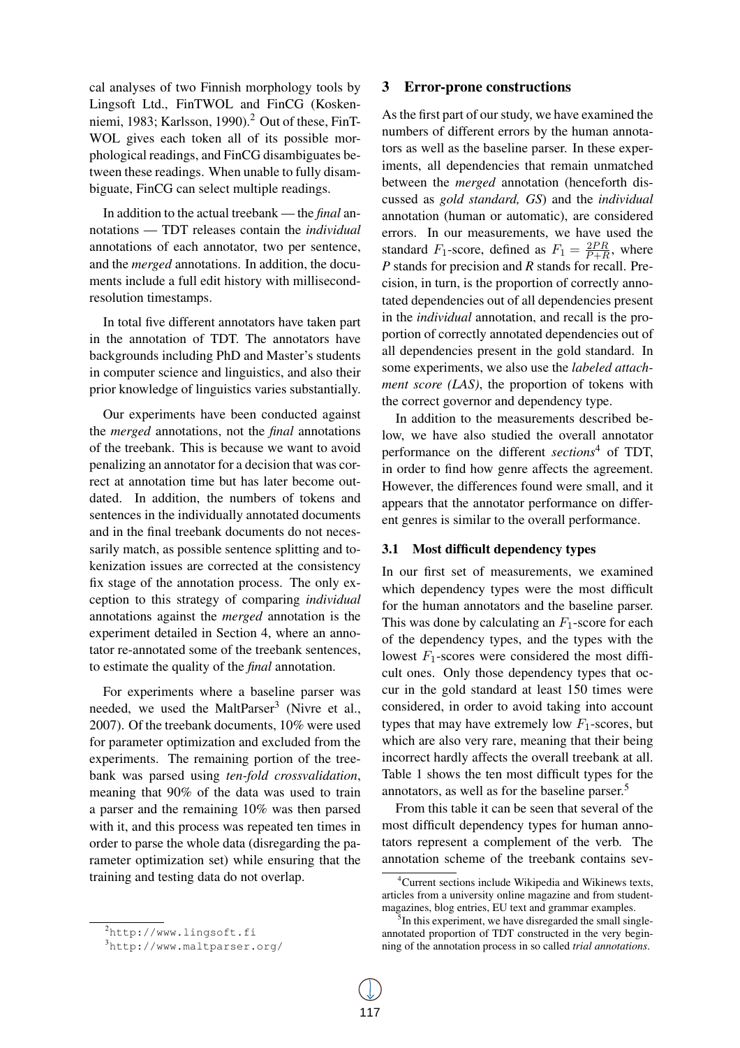cal analyses of two Finnish morphology tools by Lingsoft Ltd., FinTWOL and FinCG (Koskenniemi, 1983; Karlsson, 1990).[2] Out of these, FinTWOL gives each token all of its possible morphological readings, and FinCG disambiguates between these readings. When unable to fully disambiguate, FinCG can select multiple readings.

In addition to the actual treebank — the *final* annotations — TDT releases contain the *individual* annotations of each annotator, two per sentence, and the *merged* annotations. In addition, the documents include a full edit history with millisecond-resolution timestamps.

In total five different annotators have taken part in the annotation of TDT. The annotators have backgrounds including PhD and Master's students in computer science and linguistics, and also their prior knowledge of linguistics varies substantially.

Our experiments have been conducted against the *merged* annotations, not the *final* annotations of the treebank. This is because we want to avoid penalizing an annotator for a decision that was correct at annotation time but has later become outdated. In addition, the numbers of tokens and sentences in the individually annotated documents and in the final treebank documents do not necessarily match, as possible sentence splitting and tokenization issues are corrected at the consistency fix stage of the annotation process. The only exception to this strategy of comparing *individual* annotations against the *merged* annotation is the experiment detailed in Section 4, where an annotator re-annotated some of the treebank sentences, to estimate the quality of the *final* annotation.

For experiments where a baseline parser was needed, we used the MaltParser[3] (Nivre et al., 2007). Of the treebank documents, 10% were used for parameter optimization and excluded from the experiments. The remaining portion of the treebank was parsed using *ten-fold crossvalidation*, meaning that 90% of the data was used to train a parser and the remaining 10% was then parsed with it, and this process was repeated ten times in order to parse the whole data (disregarding the parameter optimization set) while ensuring that the training and testing data do not overlap.

[2] http://www.lingsoft.fi

[3] http://www.maltparser.org/

## 3 Error-prone constructions

As the first part of our study, we have examined the numbers of different errors by the human annotators as well as the baseline parser. In these experiments, all dependencies that remain unmatched between the *merged* annotation (henceforth discussed as *gold standard, GS*) and the *individual* annotation (human or automatic), are considered errors. In our measurements, we have used the standard $F_1$-score, defined as $F_1 = \frac{2PR}{P+R}$, where *P* stands for precision and *R* stands for recall. Precision, in turn, is the proportion of correctly annotated dependencies out of all dependencies present in the *individual* annotation, and recall is the proportion of correctly annotated dependencies out of all dependencies present in the gold standard. In some experiments, we also use the *labeled attachment score (LAS)*, the proportion of tokens with the correct governor and dependency type.

In addition to the measurements described below, we have also studied the overall annotator performance on the different *sections*[4] of TDT, in order to find how genre affects the agreement. However, the differences found were small, and it appears that the annotator performance on different genres is similar to the overall performance.

### 3.1 Most difficult dependency types

In our first set of measurements, we examined which dependency types were the most difficult for the human annotators and the baseline parser. This was done by calculating an $F_1$-score for each of the dependency types, and the types with the lowest $F_1$-scores were considered the most difficult ones. Only those dependency types that occur in the gold standard at least 150 times were considered, in order to avoid taking into account types that may have extremely low $F_1$-scores, but which are also very rare, meaning that their being incorrect hardly affects the overall treebank at all. Table 1 shows the ten most difficult types for the annotators, as well as for the baseline parser.[5]

From this table it can be seen that several of the most difficult dependency types for human annotators represent a complement of the verb. The annotation scheme of the treebank contains sev-

[4] Current sections include Wikipedia and Wikinews texts, articles from a university online magazine and from student-magazines, blog entries, EU text and grammar examples.

[5] In this experiment, we have disregarded the small single-annotated proportion of TDT constructed in the very beginning of the annotation process in so called *trial annotations*.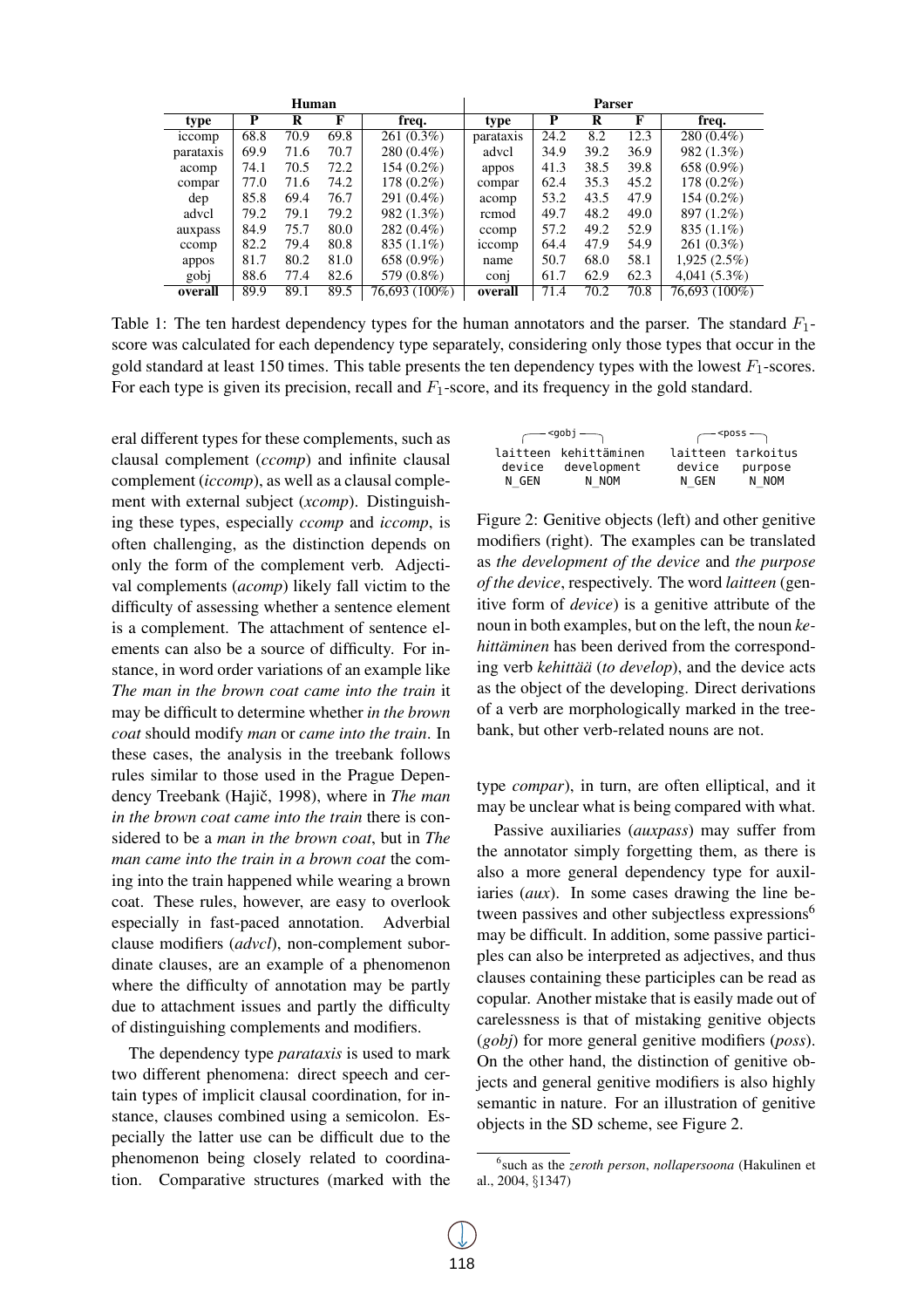| Human | | | | | Parser | | | | |
|---|---|---|---|---|---|---|---|---|---|
| type | P | R | F | freq. | type | P | R | F | freq. |
| iccomp | 68.8 | 70.9 | 69.8 | 261 (0.3%) | parataxis | 24.2 | 8.2 | 12.3 | 280 (0.4%) |
| parataxis | 69.9 | 71.6 | 70.7 | 280 (0.4%) | advcl | 34.9 | 39.2 | 36.9 | 982 (1.3%) |
| acomp | 74.1 | 70.5 | 72.2 | 154 (0.2%) | appos | 41.3 | 38.5 | 39.8 | 658 (0.9%) |
| compar | 77.0 | 71.6 | 74.2 | 178 (0.2%) | compar | 62.4 | 35.3 | 45.2 | 178 (0.2%) |
| dep | 85.8 | 69.4 | 76.7 | 291 (0.4%) | acomp | 53.2 | 43.5 | 47.9 | 154 (0.2%) |
| advcl | 79.2 | 79.1 | 79.2 | 982 (1.3%) | rcmod | 49.7 | 48.2 | 49.0 | 897 (1.2%) |
| auxpass | 84.9 | 75.7 | 80.0 | 282 (0.4%) | ccomp | 57.2 | 49.2 | 52.9 | 835 (1.1%) |
| ccomp | 82.2 | 79.4 | 80.8 | 835 (1.1%) | iccomp | 64.4 | 47.9 | 54.9 | 261 (0.3%) |
| appos | 81.7 | 80.2 | 81.0 | 658 (0.9%) | name | 50.7 | 68.0 | 58.1 | 1,925 (2.5%) |
| gobj | 88.6 | 77.4 | 82.6 | 579 (0.8%) | conj | 61.7 | 62.9 | 62.3 | 4,041 (5.3%) |
| **overall** | 89.9 | 89.1 | 89.5 | 76,693 (100%) | **overall** | 71.4 | 70.2 | 70.8 | 76,693 (100%) |

Table 1: The ten hardest dependency types for the human annotators and the parser. The standard $F_1$-score was calculated for each dependency type separately, considering only those types that occur in the gold standard at least 150 times. This table presents the ten dependency types with the lowest $F_1$-scores. For each type is given its precision, recall and $F_1$-score, and its frequency in the gold standard.

eral different types for these complements, such as clausal complement (*ccomp*) and infinite clausal complement (*iccomp*), as well as a clausal complement with external subject (*xcomp*). Distinguishing these types, especially *ccomp* and *iccomp*, is often challenging, as the distinction depends on only the form of the complement verb. Adjectival complements (*acomp*) likely fall victim to the difficulty of assessing whether a sentence element is a complement. The attachment of sentence elements can also be a source of difficulty. For instance, in word order variations of an example like *The man in the brown coat came into the train* it may be difficult to determine whether *in the brown coat* should modify *man* or *came into the train*. In these cases, the analysis in the treebank follows rules similar to those used in the Prague Dependency Treebank (Hajič, 1998), where in *The man in the brown coat came into the train* there is considered to be a *man in the brown coat*, but in *The man came into the train in a brown coat* the coming into the train happened while wearing a brown coat. These rules, however, are easy to overlook especially in fast-paced annotation. Adverbial clause modifiers (*advcl*), non-complement subordinate clauses, are an example of a phenomenon where the difficulty of annotation may be partly due to attachment issues and partly the difficulty of distinguishing complements and modifiers.

The dependency type *parataxis* is used to mark two different phenomena: direct speech and certain types of implicit clausal coordination, for instance, clauses combined using a semicolon. Especially the latter use can be difficult due to the phenomenon being closely related to coordination. Comparative structures (marked with the type *compar*), in turn, are often elliptical, and it may be unclear what is being compared with what.

```
  <gobj                           <poss
laitteen  kehittäminen      laitteen  tarkoitus
 device   development        device    purpose
 N_GEN      N_NOM            N_GEN     N_NOM
```

Figure 2: Genitive objects (left) and other genitive modifiers (right). The examples can be translated as *the development of the device* and *the purpose of the device*, respectively. The word *laitteen* (genitive form of *device*) is a genitive attribute of the noun in both examples, but on the left, the noun *kehittäminen* has been derived from the corresponding verb *kehittää* (*to develop*), and the device acts as the object of the developing. Direct derivations of a verb are morphologically marked in the treebank, but other verb-related nouns are not.

Passive auxiliaries (*auxpass*) may suffer from the annotator simply forgetting them, as there is also a more general dependency type for auxiliaries (*aux*). In some cases drawing the line between passives and other subjectless expressions[6] may be difficult. In addition, some passive participles can also be interpreted as adjectives, and thus clauses containing these participles can be read as copular. Another mistake that is easily made out of carelessness is that of mistaking genitive objects (*gobj*) for more general genitive modifiers (*poss*). On the other hand, the distinction of genitive objects and general genitive modifiers is also highly semantic in nature. For an illustration of genitive objects in the SD scheme, see Figure 2.

[6]such as the *zeroth person*, *nollapersoona* (Hakulinen et al., 2004, §1347)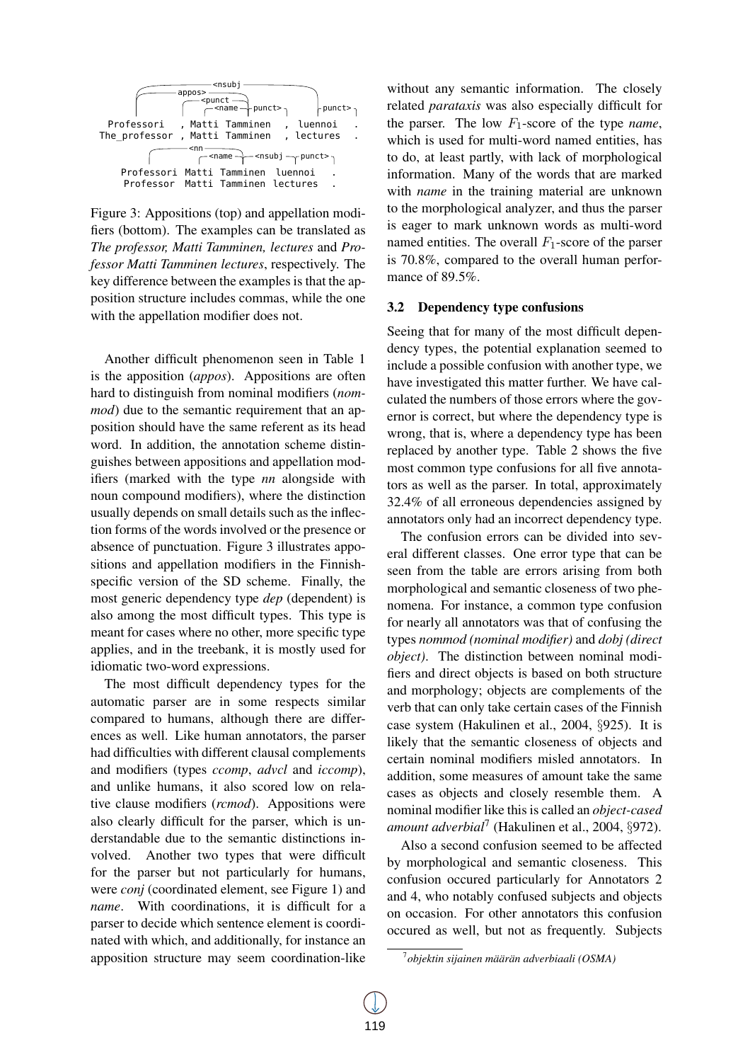```
                         <nsubj
         appos>
              <punct
               <name    punct>          punct>
 Professori   , Matti Tamminen   , luennoi   .
 The_professor , Matti Tamminen  , lectures  .

           <nn
                 <name     <nsubj    punct>
 Professori Matti Tamminen luennoi   .
 Professor  Matti Tamminen lectures  .
```

Figure 3: Appositions (top) and appellation modifiers (bottom). The examples can be translated as *The professor, Matti Tamminen, lectures* and *Professor Matti Tamminen lectures*, respectively. The key difference between the examples is that the apposition structure includes commas, while the one with the appellation modifier does not.

Another difficult phenomenon seen in Table 1 is the apposition (*appos*). Appositions are often hard to distinguish from nominal modifiers (*nommod*) due to the semantic requirement that an apposition should have the same referent as its head word. In addition, the annotation scheme distinguishes between appositions and appellation modifiers (marked with the type *nn* alongside with noun compound modifiers), where the distinction usually depends on small details such as the inflection forms of the words involved or the presence or absence of punctuation. Figure 3 illustrates appositions and appellation modifiers in the Finnish-specific version of the SD scheme. Finally, the most generic dependency type *dep* (dependent) is also among the most difficult types. This type is meant for cases where no other, more specific type applies, and in the treebank, it is mostly used for idiomatic two-word expressions.

The most difficult dependency types for the automatic parser are in some respects similar compared to humans, although there are differences as well. Like human annotators, the parser had difficulties with different clausal complements and modifiers (types *ccomp*, *advcl* and *iccomp*), and unlike humans, it also scored low on relative clause modifiers (*rcmod*). Appositions were also clearly difficult for the parser, which is understandable due to the semantic distinctions involved. Another two types that were difficult for the parser but not particularly for humans, were *conj* (coordinated element, see Figure 1) and *name*. With coordinations, it is difficult for a parser to decide which sentence element is coordinated with which, and additionally, for instance an apposition structure may seem coordination-like without any semantic information. The closely related *parataxis* was also especially difficult for the parser. The low $F_1$-score of the type *name*, which is used for multi-word named entities, has to do, at least partly, with lack of morphological information. Many of the words that are marked with *name* in the training material are unknown to the morphological analyzer, and thus the parser is eager to mark unknown words as multi-word named entities. The overall $F_1$-score of the parser is 70.8%, compared to the overall human performance of 89.5%.

### 3.2 Dependency type confusions

Seeing that for many of the most difficult dependency types, the potential explanation seemed to include a possible confusion with another type, we have investigated this matter further. We have calculated the numbers of those errors where the governor is correct, but where the dependency type is wrong, that is, where a dependency type has been replaced by another type. Table 2 shows the five most common type confusions for all five annotators as well as the parser. In total, approximately 32.4% of all erroneous dependencies assigned by annotators only had an incorrect dependency type.

The confusion errors can be divided into several different classes. One error type that can be seen from the table are errors arising from both morphological and semantic closeness of two phenomena. For instance, a common type confusion for nearly all annotators was that of confusing the types *nommod (nominal modifier)* and *dobj (direct object)*. The distinction between nominal modifiers and direct objects is based on both structure and morphology; objects are complements of the verb that can only take certain cases of the Finnish case system (Hakulinen et al., 2004, §925). It is likely that the semantic closeness of objects and certain nominal modifiers misled annotators. In addition, some measures of amount take the same cases as objects and closely resemble them. A nominal modifier like this is called an *object-cased amount adverbial*[7] (Hakulinen et al., 2004, §972).

Also a second confusion seemed to be affected by morphological and semantic closeness. This confusion occured particularly for Annotators 2 and 4, who notably confused subjects and objects on occasion. For other annotators this confusion occured as well, but not as frequently. Subjects

[7] *objektin sijainen määrän adverbiaali (OSMA)*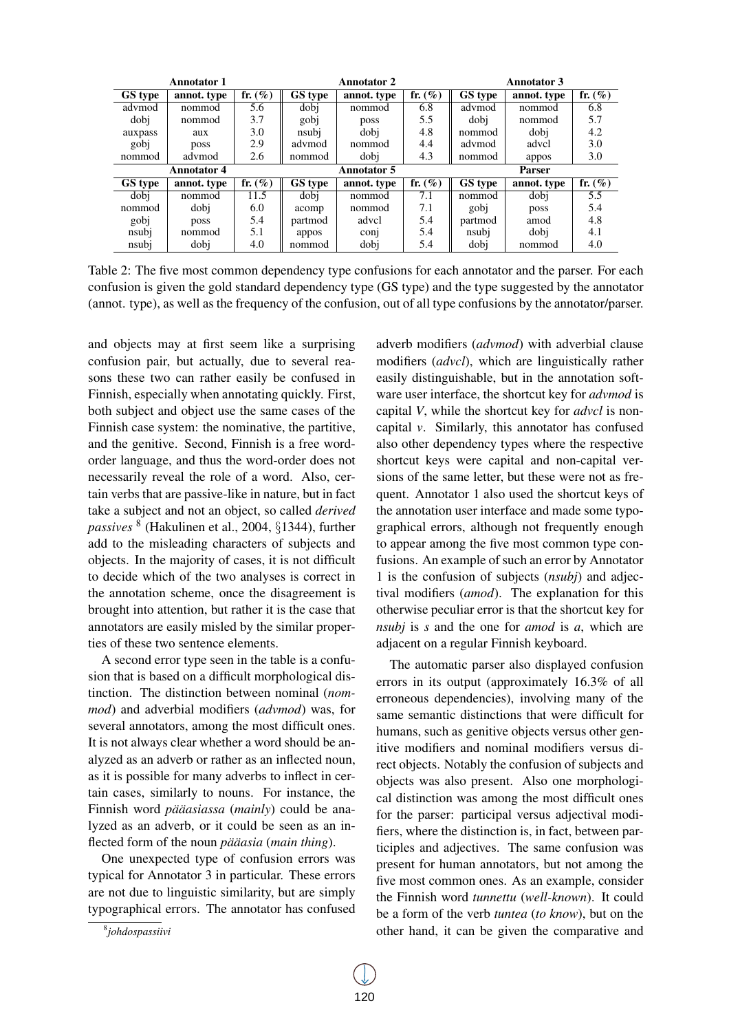| Annotator 1 | | | Annotator 2 | | | Annotator 3 | | |
|---|---|---|---|---|---|---|---|---|
| GS type | annot. type | fr. (%) | GS type | annot. type | fr. (%) | GS type | annot. type | fr. (%) |
| advmod | nommod | 5.6 | dobj | nommod | 6.8 | advmod | nommod | 6.8 |
| dobj | nommod | 3.7 | gobj | poss | 5.5 | dobj | nommod | 5.7 |
| auxpass | aux | 3.0 | nsubj | dobj | 4.8 | nommod | dobj | 4.2 |
| gobj | poss | 2.9 | advmod | nommod | 4.4 | advmod | advcl | 3.0 |
| nommod | advmod | 2.6 | nommod | dobj | 4.3 | nommod | appos | 3.0 |
| **Annotator 4** | | | **Annotator 5** | | | **Parser** | | |
| GS type | annot. type | fr. (%) | GS type | annot. type | fr. (%) | GS type | annot. type | fr. (%) |
| dobj | nommod | 11.5 | dobj | nommod | 7.1 | nommod | dobj | 5.5 |
| nommod | dobj | 6.0 | acomp | nommod | 7.1 | gobj | poss | 5.4 |
| gobj | poss | 5.4 | partmod | advcl | 5.4 | partmod | amod | 4.8 |
| nsubj | nommod | 5.1 | appos | conj | 5.4 | nsubj | dobj | 4.1 |
| nsubj | dobj | 4.0 | nommod | dobj | 5.4 | dobj | nommod | 4.0 |

Table 2: The five most common dependency type confusions for each annotator and the parser. For each confusion is given the gold standard dependency type (GS type) and the type suggested by the annotator (annot. type), as well as the frequency of the confusion, out of all type confusions by the annotator/parser.

and objects may at first seem like a surprising confusion pair, but actually, due to several reasons these two can rather easily be confused in Finnish, especially when annotating quickly. First, both subject and object use the same cases of the Finnish case system: the nominative, the partitive, and the genitive. Second, Finnish is a free word-order language, and thus the word-order does not necessarily reveal the role of a word. Also, certain verbs that are passive-like in nature, but in fact take a subject and not an object, so called *derived passives* [8] (Hakulinen et al., 2004, §1344), further add to the misleading characters of subjects and objects. In the majority of cases, it is not difficult to decide which of the two analyses is correct in the annotation scheme, once the disagreement is brought into attention, but rather it is the case that annotators are easily misled by the similar properties of these two sentence elements.

A second error type seen in the table is a confusion that is based on a difficult morphological distinction. The distinction between nominal (*nommod*) and adverbial modifiers (*advmod*) was, for several annotators, among the most difficult ones. It is not always clear whether a word should be analyzed as an adverb or rather as an inflected noun, as it is possible for many adverbs to inflect in certain cases, similarly to nouns. For instance, the Finnish word *pääasiassa* (*mainly*) could be analyzed as an adverb, or it could be seen as an inflected form of the noun *pääasia* (*main thing*).

One unexpected type of confusion errors was typical for Annotator 3 in particular. These errors are not due to linguistic similarity, but are simply typographical errors. The annotator has confused adverb modifiers (*advmod*) with adverbial clause modifiers (*advcl*), which are linguistically rather easily distinguishable, but in the annotation software user interface, the shortcut key for *advmod* is capital *V*, while the shortcut key for *advcl* is non-capital *v*. Similarly, this annotator has confused also other dependency types where the respective shortcut keys were capital and non-capital versions of the same letter, but these were not as frequent. Annotator 1 also used the shortcut keys of the annotation user interface and made some typographical errors, although not frequently enough to appear among the five most common type confusions. An example of such an error by Annotator 1 is the confusion of subjects (*nsubj*) and adjectival modifiers (*amod*). The explanation for this otherwise peculiar error is that the shortcut key for *nsubj* is *s* and the one for *amod* is *a*, which are adjacent on a regular Finnish keyboard.

The automatic parser also displayed confusion errors in its output (approximately 16.3% of all erroneous dependencies), involving many of the same semantic distinctions that were difficult for humans, such as genitive objects versus other genitive modifiers and nominal modifiers versus direct objects. Notably the confusion of subjects and objects was also present. Also one morphological distinction was among the most difficult ones for the parser: participal versus adjectival modifiers, where the distinction is, in fact, between participles and adjectives. The same confusion was present for human annotators, but not among the five most common ones. As an example, consider the Finnish word *tunnettu* (*well-known*). It could be a form of the verb *tuntea* (*to know*), but on the other hand, it can be given the comparative and

[8] *johdospassiivi*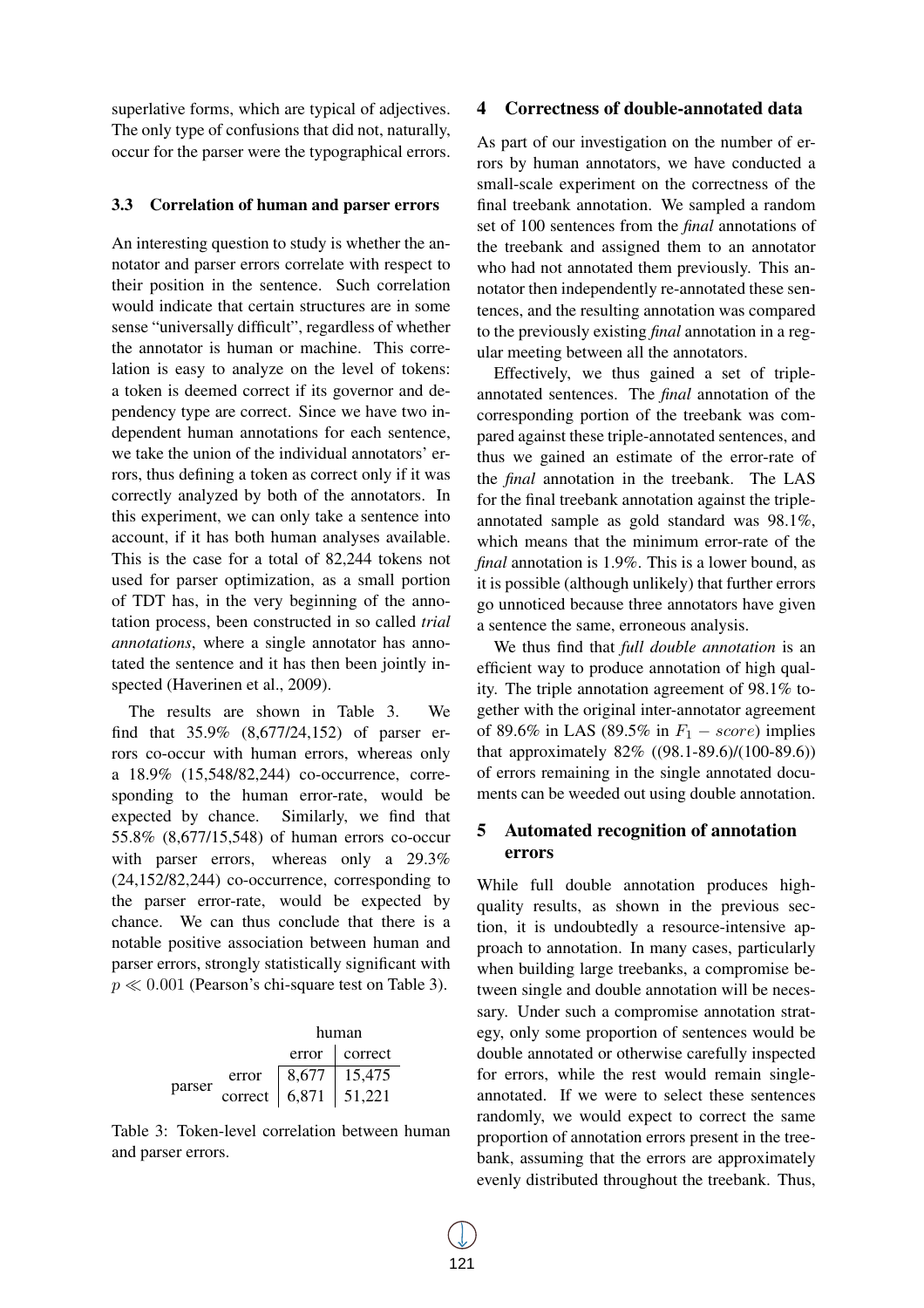superlative forms, which are typical of adjectives. The only type of confusions that did not, naturally, occur for the parser were the typographical errors.

### 3.3 Correlation of human and parser errors

An interesting question to study is whether the annotator and parser errors correlate with respect to their position in the sentence. Such correlation would indicate that certain structures are in some sense "universally difficult", regardless of whether the annotator is human or machine. This correlation is easy to analyze on the level of tokens: a token is deemed correct if its governor and dependency type are correct. Since we have two independent human annotations for each sentence, we take the union of the individual annotators' errors, thus defining a token as correct only if it was correctly analyzed by both of the annotators. In this experiment, we can only take a sentence into account, if it has both human analyses available. This is the case for a total of 82,244 tokens not used for parser optimization, as a small portion of TDT has, in the very beginning of the annotation process, been constructed in so called *trial annotations*, where a single annotator has annotated the sentence and it has then been jointly inspected (Haverinen et al., 2009).

The results are shown in Table 3. We find that 35.9% (8,677/24,152) of parser errors co-occur with human errors, whereas only a 18.9% (15,548/82,244) co-occurrence, corresponding to the human error-rate, would be expected by chance. Similarly, we find that 55.8% (8,677/15,548) of human errors co-occur with parser errors, whereas only a 29.3% (24,152/82,244) co-occurrence, corresponding to the parser error-rate, would be expected by chance. We can thus conclude that there is a notable positive association between human and parser errors, strongly statistically significant with $p \ll 0.001$ (Pearson's chi-square test on Table 3).

| | | human | |
|---|---|---|---|
| | | error | correct |
| parser | error | 8,677 | 15,475 |
| | correct | 6,871 | 51,221 |

Table 3: Token-level correlation between human and parser errors.

## 4 Correctness of double-annotated data

As part of our investigation on the number of errors by human annotators, we have conducted a small-scale experiment on the correctness of the final treebank annotation. We sampled a random set of 100 sentences from the *final* annotations of the treebank and assigned them to an annotator who had not annotated them previously. This annotator then independently re-annotated these sentences, and the resulting annotation was compared to the previously existing *final* annotation in a regular meeting between all the annotators.

Effectively, we thus gained a set of triple-annotated sentences. The *final* annotation of the corresponding portion of the treebank was compared against these triple-annotated sentences, and thus we gained an estimate of the error-rate of the *final* annotation in the treebank. The LAS for the final treebank annotation against the triple-annotated sample as gold standard was 98.1%, which means that the minimum error-rate of the *final* annotation is 1.9%. This is a lower bound, as it is possible (although unlikely) that further errors go unnoticed because three annotators have given a sentence the same, erroneous analysis.

We thus find that *full double annotation* is an efficient way to produce annotation of high quality. The triple annotation agreement of 98.1% together with the original inter-annotator agreement of 89.6% in LAS (89.5% in $F_1 - score$) implies that approximately 82% ((98.1-89.6)/(100-89.6)) of errors remaining in the single annotated documents can be weeded out using double annotation.

## 5 Automated recognition of annotation errors

While full double annotation produces high-quality results, as shown in the previous section, it is undoubtedly a resource-intensive approach to annotation. In many cases, particularly when building large treebanks, a compromise between single and double annotation will be necessary. Under such a compromise annotation strategy, only some proportion of sentences would be double annotated or otherwise carefully inspected for errors, while the rest would remain single-annotated. If we were to select these sentences randomly, we would expect to correct the same proportion of annotation errors present in the treebank, assuming that the errors are approximately evenly distributed throughout the treebank. Thus,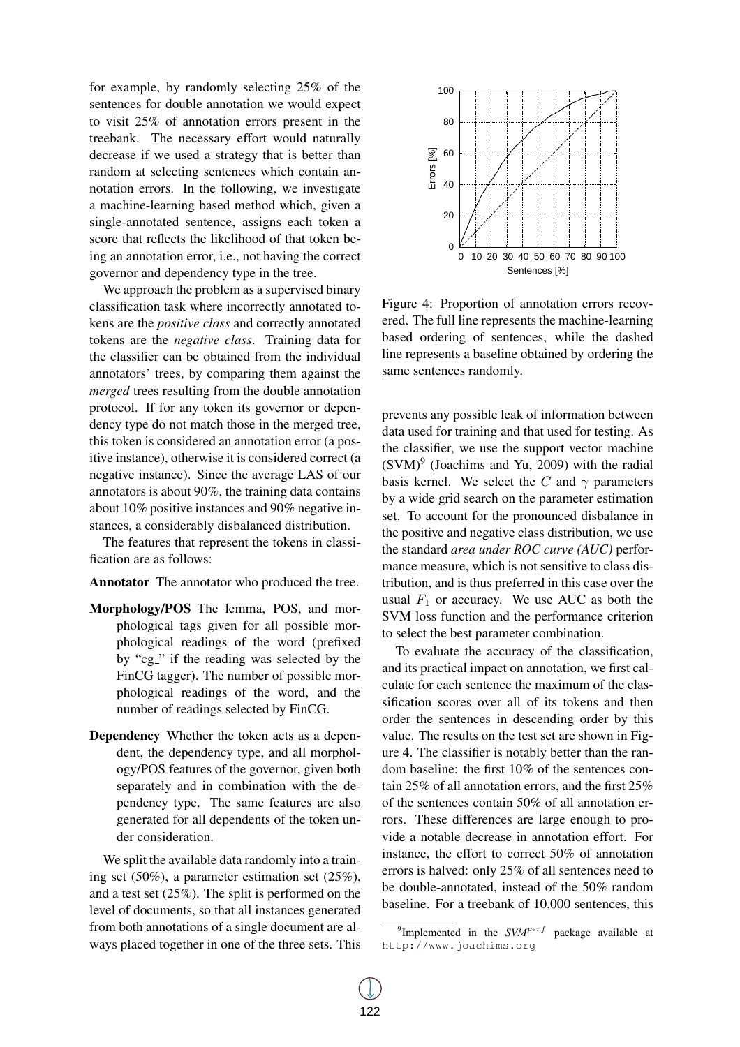for example, by randomly selecting 25% of the sentences for double annotation we would expect to visit 25% of annotation errors present in the treebank. The necessary effort would naturally decrease if we used a strategy that is better than random at selecting sentences which contain annotation errors. In the following, we investigate a machine-learning based method which, given a single-annotated sentence, assigns each token a score that reflects the likelihood of that token being an annotation error, i.e., not having the correct governor and dependency type in the tree.

We approach the problem as a supervised binary classification task where incorrectly annotated tokens are the *positive class* and correctly annotated tokens are the *negative class*. Training data for the classifier can be obtained from the individual annotators' trees, by comparing them against the *merged* trees resulting from the double annotation protocol. If for any token its governor or dependency type do not match those in the merged tree, this token is considered an annotation error (a positive instance), otherwise it is considered correct (a negative instance). Since the average LAS of our annotators is about 90%, the training data contains about 10% positive instances and 90% negative instances, a considerably disbalanced distribution.

The features that represent the tokens in classification are as follows:

**Annotator** The annotator who produced the tree.

**Morphology/POS** The lemma, POS, and morphological tags given for all possible morphological readings of the word (prefixed by "cg_" if the reading was selected by the FinCG tagger). The number of possible morphological readings of the word, and the number of readings selected by FinCG.

**Dependency** Whether the token acts as a dependent, the dependency type, and all morphology/POS features of the governor, given both separately and in combination with the dependency type. The same features are also generated for all dependents of the token under consideration.

We split the available data randomly into a training set (50%), a parameter estimation set (25%), and a test set (25%). The split is performed on the level of documents, so that all instances generated from both annotations of a single document are always placed together in one of the three sets. This prevents any possible leak of information between data used for training and that used for testing. As the classifier, we use the support vector machine (SVM)[9] (Joachims and Yu, 2009) with the radial basis kernel. We select the $C$ and $\gamma$ parameters by a wide grid search on the parameter estimation set. To account for the pronounced disbalance in the positive and negative class distribution, we use the standard *area under ROC curve (AUC)* performance measure, which is not sensitive to class distribution, and is thus preferred in this case over the usual $F_1$ or accuracy. We use AUC as both the SVM loss function and the performance criterion to select the best parameter combination.

Figure 4: Proportion of annotation errors recovered. The full line represents the machine-learning based ordering of sentences, while the dashed line represents a baseline obtained by ordering the same sentences randomly.

To evaluate the accuracy of the classification, and its practical impact on annotation, we first calculate for each sentence the maximum of the classification scores over all of its tokens and then order the sentences in descending order by this value. The results on the test set are shown in Figure 4. The classifier is notably better than the random baseline: the first 10% of the sentences contain 25% of all annotation errors, and the first 25% of the sentences contain 50% of all annotation errors. These differences are large enough to provide a notable decrease in annotation effort. For instance, the effort to correct 50% of annotation errors is halved: only 25% of all sentences need to be double-annotated, instead of the 50% random baseline. For a treebank of 10,000 sentences, this

[9] Implemented in the *SVM*$^{perf}$ package available at http://www.joachims.org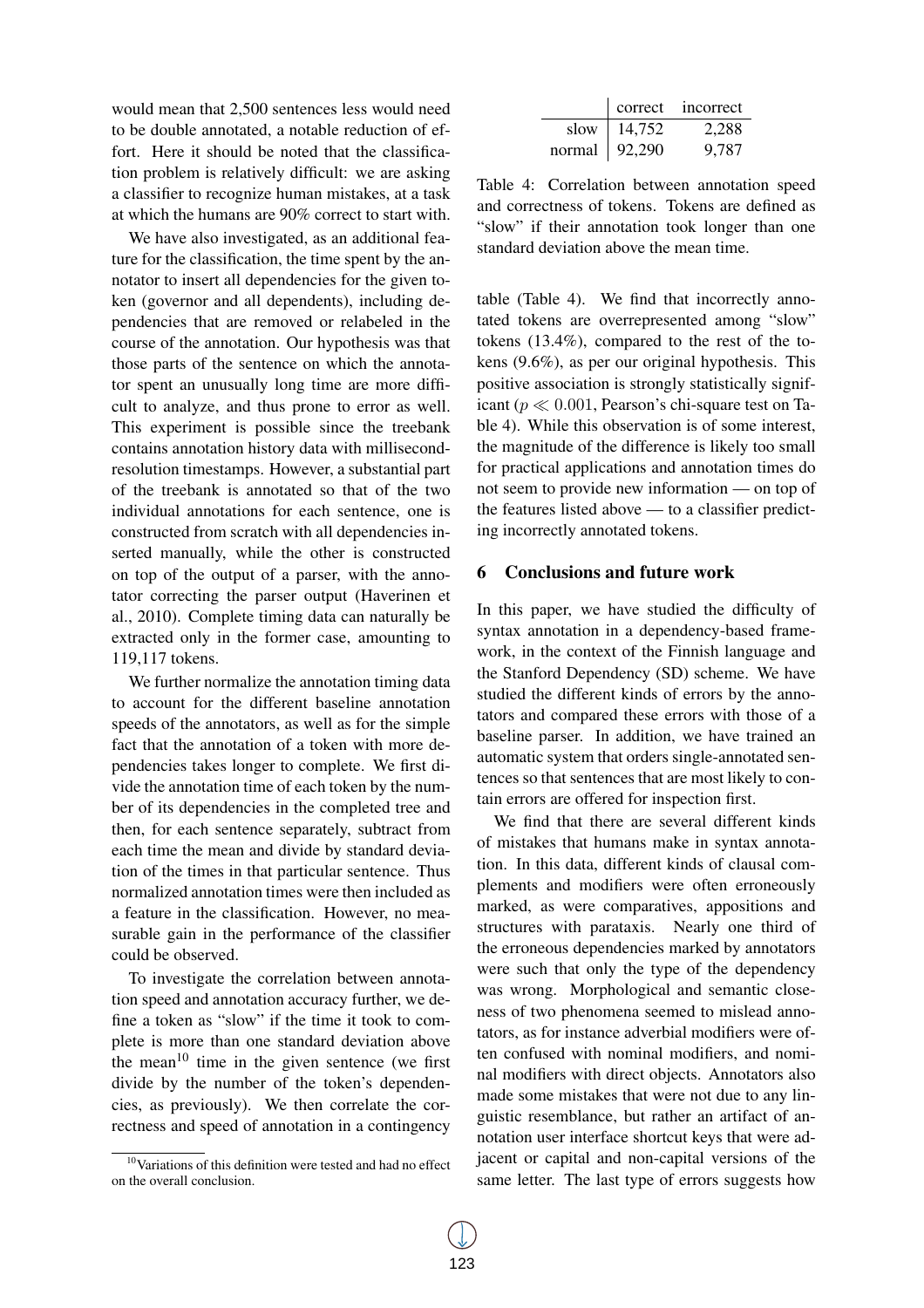would mean that 2,500 sentences less would need to be double annotated, a notable reduction of effort. Here it should be noted that the classification problem is relatively difficult: we are asking a classifier to recognize human mistakes, at a task at which the humans are 90% correct to start with.

We have also investigated, as an additional feature for the classification, the time spent by the annotator to insert all dependencies for the given token (governor and all dependents), including dependencies that are removed or relabeled in the course of the annotation. Our hypothesis was that those parts of the sentence on which the annotator spent an unusually long time are more difficult to analyze, and thus prone to error as well. This experiment is possible since the treebank contains annotation history data with millisecond-resolution timestamps. However, a substantial part of the treebank is annotated so that of the two individual annotations for each sentence, one is constructed from scratch with all dependencies inserted manually, while the other is constructed on top of the output of a parser, with the annotator correcting the parser output (Haverinen et al., 2010). Complete timing data can naturally be extracted only in the former case, amounting to 119,117 tokens.

We further normalize the annotation timing data to account for the different baseline annotation speeds of the annotators, as well as for the simple fact that the annotation of a token with more dependencies takes longer to complete. We first divide the annotation time of each token by the number of its dependencies in the completed tree and then, for each sentence separately, subtract from each time the mean and divide by standard deviation of the times in that particular sentence. Thus normalized annotation times were then included as a feature in the classification. However, no measurable gain in the performance of the classifier could be observed.

To investigate the correlation between annotation speed and annotation accuracy further, we define a token as "slow" if the time it took to complete is more than one standard deviation above the mean[10] time in the given sentence (we first divide by the number of the token's dependencies, as previously). We then correlate the correctness and speed of annotation in a contingency table (Table 4). We find that incorrectly annotated tokens are overrepresented among "slow" tokens (13.4%), compared to the rest of the tokens (9.6%), as per our original hypothesis. This positive association is strongly statistically significant ($p \ll 0.001$, Pearson's chi-square test on Table 4). While this observation is of some interest, the magnitude of the difference is likely too small for practical applications and annotation times do not seem to provide new information — on top of the features listed above — to a classifier predicting incorrectly annotated tokens.

[10] Variations of this definition were tested and had no effect on the overall conclusion.

| | correct | incorrect |
|---|---|---|
| slow | 14,752 | 2,288 |
| normal | 92,290 | 9,787 |

Table 4: Correlation between annotation speed and correctness of tokens. Tokens are defined as "slow" if their annotation took longer than one standard deviation above the mean time.

## 6 Conclusions and future work

In this paper, we have studied the difficulty of syntax annotation in a dependency-based framework, in the context of the Finnish language and the Stanford Dependency (SD) scheme. We have studied the different kinds of errors by the annotators and compared these errors with those of a baseline parser. In addition, we have trained an automatic system that orders single-annotated sentences so that sentences that are most likely to contain errors are offered for inspection first.

We find that there are several different kinds of mistakes that humans make in syntax annotation. In this data, different kinds of clausal complements and modifiers were often erroneously marked, as were comparatives, appositions and structures with parataxis. Nearly one third of the erroneous dependencies marked by annotators were such that only the type of the dependency was wrong. Morphological and semantic closeness of two phenomena seemed to mislead annotators, as for instance adverbial modifiers were often confused with nominal modifiers, and nominal modifiers with direct objects. Annotators also made some mistakes that were not due to any linguistic resemblance, but rather an artifact of annotation user interface shortcut keys that were adjacent or capital and non-capital versions of the same letter. The last type of errors suggests how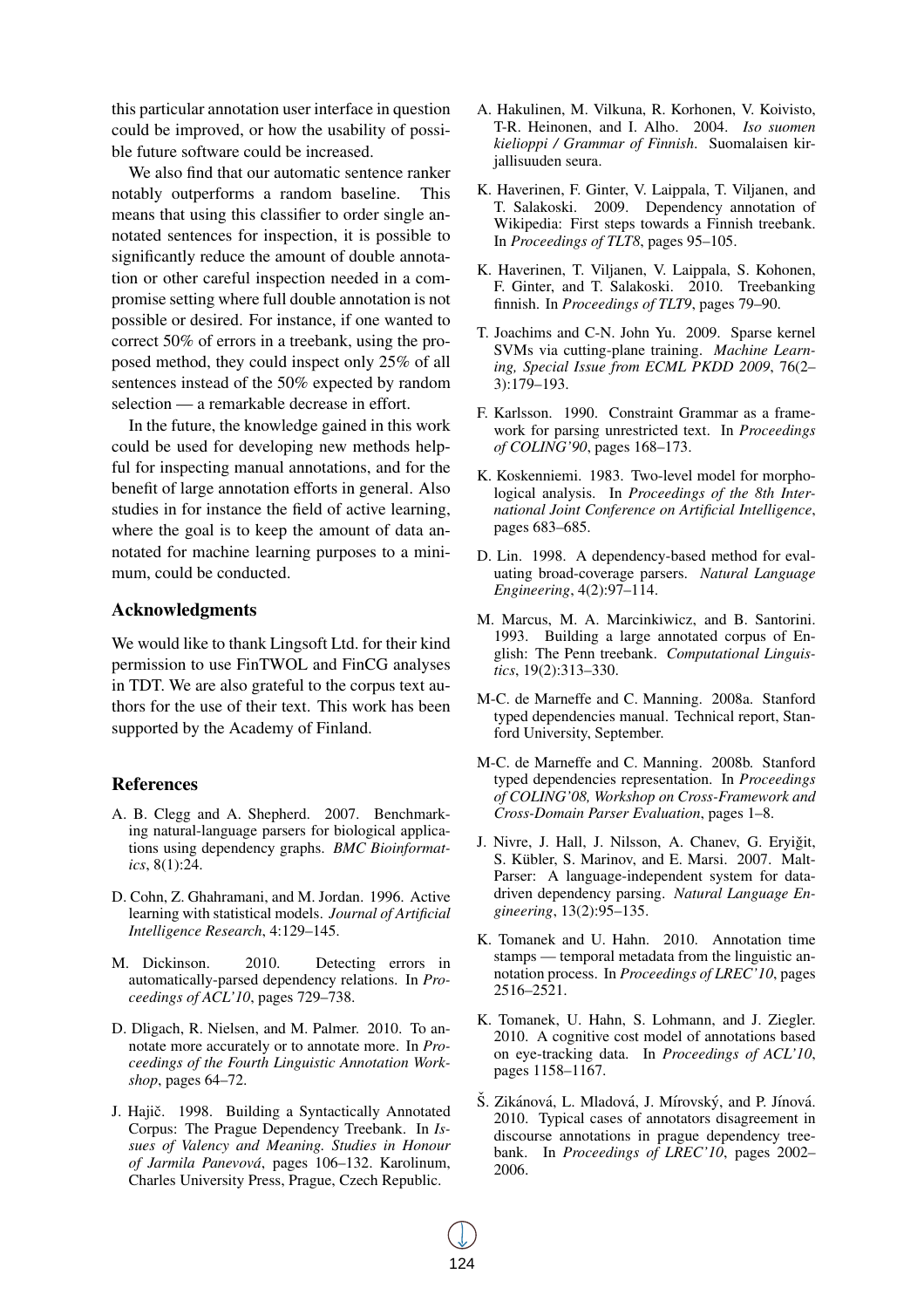this particular annotation user interface in question could be improved, or how the usability of possible future software could be increased.

We also find that our automatic sentence ranker notably outperforms a random baseline. This means that using this classifier to order single annotated sentences for inspection, it is possible to significantly reduce the amount of double annotation or other careful inspection needed in a compromise setting where full double annotation is not possible or desired. For instance, if one wanted to correct 50% of errors in a treebank, using the proposed method, they could inspect only 25% of all sentences instead of the 50% expected by random selection — a remarkable decrease in effort.

In the future, the knowledge gained in this work could be used for developing new methods helpful for inspecting manual annotations, and for the benefit of large annotation efforts in general. Also studies in for instance the field of active learning, where the goal is to keep the amount of data annotated for machine learning purposes to a minimum, could be conducted.

## Acknowledgments

We would like to thank Lingsoft Ltd. for their kind permission to use FinTWOL and FinCG analyses in TDT. We are also grateful to the corpus text authors for the use of their text. This work has been supported by the Academy of Finland.

## References

A. B. Clegg and A. Shepherd. 2007. Benchmarking natural-language parsers for biological applications using dependency graphs. *BMC Bioinformatics*, 8(1):24.

D. Cohn, Z. Ghahramani, and M. Jordan. 1996. Active learning with statistical models. *Journal of Artificial Intelligence Research*, 4:129–145.

M. Dickinson. 2010. Detecting errors in automatically-parsed dependency relations. In *Proceedings of ACL'10*, pages 729–738.

D. Dligach, R. Nielsen, and M. Palmer. 2010. To annotate more accurately or to annotate more. In *Proceedings of the Fourth Linguistic Annotation Workshop*, pages 64–72.

J. Hajič. 1998. Building a Syntactically Annotated Corpus: The Prague Dependency Treebank. In *Issues of Valency and Meaning. Studies in Honour of Jarmila Panevová*, pages 106–132. Karolinum, Charles University Press, Prague, Czech Republic.

A. Hakulinen, M. Vilkuna, R. Korhonen, V. Koivisto, T-R. Heinonen, and I. Alho. 2004. *Iso suomen kielioppi / Grammar of Finnish*. Suomalaisen kirjallisuuden seura.

K. Haverinen, F. Ginter, V. Laippala, T. Viljanen, and T. Salakoski. 2009. Dependency annotation of Wikipedia: First steps towards a Finnish treebank. In *Proceedings of TLT8*, pages 95–105.

K. Haverinen, T. Viljanen, V. Laippala, S. Kohonen, F. Ginter, and T. Salakoski. 2010. Treebanking finnish. In *Proceedings of TLT9*, pages 79–90.

T. Joachims and C-N. John Yu. 2009. Sparse kernel SVMs via cutting-plane training. *Machine Learning, Special Issue from ECML PKDD 2009*, 76(2–3):179–193.

F. Karlsson. 1990. Constraint Grammar as a framework for parsing unrestricted text. In *Proceedings of COLING'90*, pages 168–173.

K. Koskenniemi. 1983. Two-level model for morphological analysis. In *Proceedings of the 8th International Joint Conference on Artificial Intelligence*, pages 683–685.

D. Lin. 1998. A dependency-based method for evaluating broad-coverage parsers. *Natural Language Engineering*, 4(2):97–114.

M. Marcus, M. A. Marcinkiewicz, and B. Santorini. 1993. Building a large annotated corpus of English: The Penn treebank. *Computational Linguistics*, 19(2):313–330.

M-C. de Marneffe and C. Manning. 2008a. Stanford typed dependencies manual. Technical report, Stanford University, September.

M-C. de Marneffe and C. Manning. 2008b. Stanford typed dependencies representation. In *Proceedings of COLING'08, Workshop on Cross-Framework and Cross-Domain Parser Evaluation*, pages 1–8.

J. Nivre, J. Hall, J. Nilsson, A. Chanev, G. Eryiğit, S. Kübler, S. Marinov, and E. Marsi. 2007. MaltParser: A language-independent system for data-driven dependency parsing. *Natural Language Engineering*, 13(2):95–135.

K. Tomanek and U. Hahn. 2010. Annotation time stamps — temporal metadata from the linguistic annotation process. In *Proceedings of LREC'10*, pages 2516–2521.

K. Tomanek, U. Hahn, S. Lohmann, and J. Ziegler. 2010. A cognitive cost model of annotations based on eye-tracking data. In *Proceedings of ACL'10*, pages 1158–1167.

Š. Zikánová, L. Mladová, J. Mírovský, and P. Jínová. 2010. Typical cases of annotators disagreement in discourse annotations in prague dependency treebank. In *Proceedings of LREC'10*, pages 2002–2006.